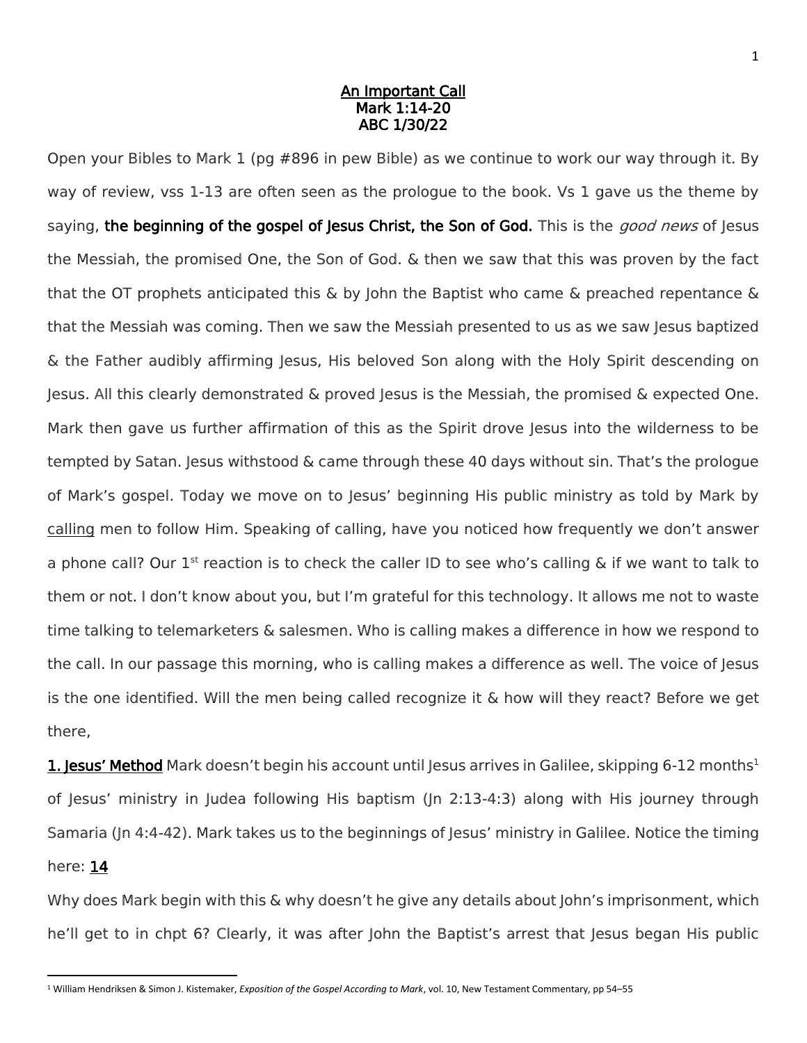# An Important Call
## Mark 1:14-20
## ABC 1/30/22

Open your Bibles to Mark 1 (pg #896 in pew Bible) as we continue to work our way through it. By way of review, vss 1-13 are often seen as the prologue to the book. Vs 1 gave us the theme by saying, **the beginning of the gospel of Jesus Christ, the Son of God.** This is the *good news* of Jesus the Messiah, the promised One, the Son of God. & then we saw that this was proven by the fact that the OT prophets anticipated this & by John the Baptist who came & preached repentance & that the Messiah was coming. Then we saw the Messiah presented to us as we saw Jesus baptized & the Father audibly affirming Jesus, His beloved Son along with the Holy Spirit descending on Jesus. All this clearly demonstrated & proved Jesus is the Messiah, the promised & expected One. Mark then gave us further affirmation of this as the Spirit drove Jesus into the wilderness to be tempted by Satan. Jesus withstood & came through these 40 days without sin. That's the prologue of Mark's gospel. Today we move on to Jesus' beginning His public ministry as told by Mark by calling men to follow Him. Speaking of calling, have you noticed how frequently we don't answer a phone call? Our 1st reaction is to check the caller ID to see who's calling & if we want to talk to them or not. I don't know about you, but I'm grateful for this technology. It allows me not to waste time talking to telemarketers & salesmen. Who is calling makes a difference in how we respond to the call. In our passage this morning, who is calling makes a difference as well. The voice of Jesus is the one identified. Will the men being called recognize it & how will they react? Before we get there,

**1. Jesus' Method** Mark doesn't begin his account until Jesus arrives in Galilee, skipping 6-12 months[1] of Jesus' ministry in Judea following His baptism (Jn 2:13-4:3) along with His journey through Samaria (Jn 4:4-42). Mark takes us to the beginnings of Jesus' ministry in Galilee. Notice the timing here: **14**

Why does Mark begin with this & why doesn't he give any details about John's imprisonment, which he'll get to in chpt 6? Clearly, it was after John the Baptist's arrest that Jesus began His public

[1] William Hendriksen & Simon J. Kistemaker, *Exposition of the Gospel According to Mark*, vol. 10, New Testament Commentary, pp 54–55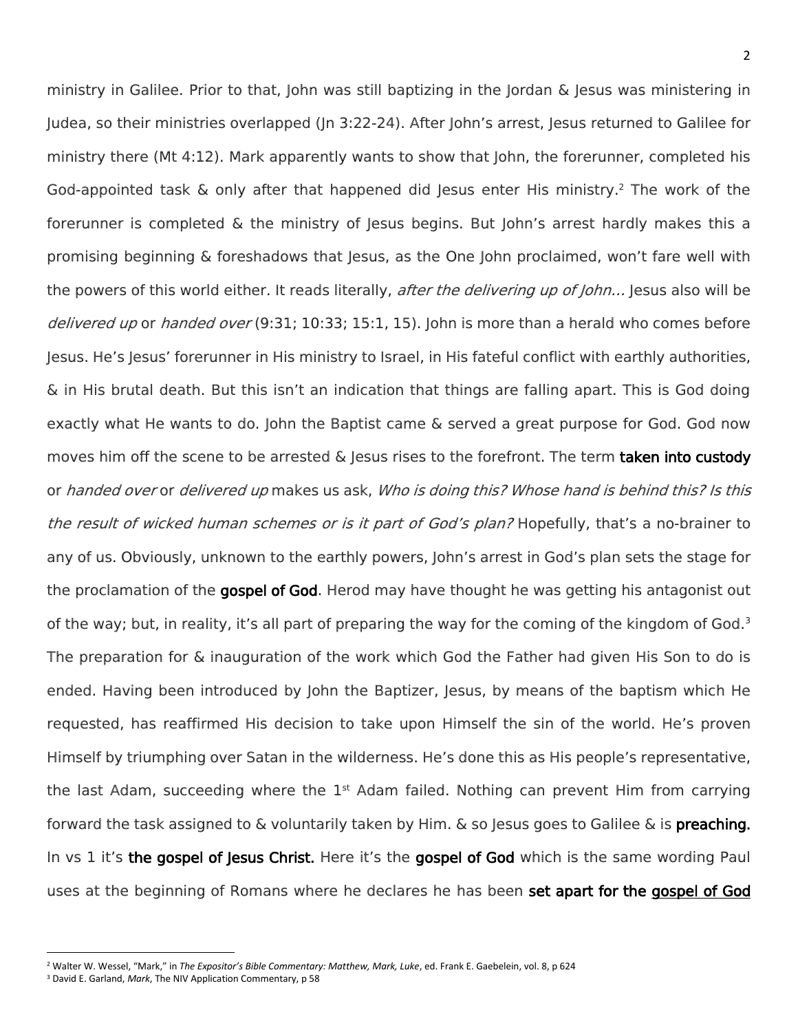ministry in Galilee. Prior to that, John was still baptizing in the Jordan & Jesus was ministering in Judea, so their ministries overlapped (Jn 3:22-24). After John's arrest, Jesus returned to Galilee for ministry there (Mt 4:12). Mark apparently wants to show that John, the forerunner, completed his God-appointed task & only after that happened did Jesus enter His ministry.[2] The work of the forerunner is completed & the ministry of Jesus begins. But John's arrest hardly makes this a promising beginning & foreshadows that Jesus, as the One John proclaimed, won't fare well with the powers of this world either. It reads literally, *after the delivering up of John...* Jesus also will be *delivered up* or *handed over* (9:31; 10:33; 15:1, 15). John is more than a herald who comes before Jesus. He's Jesus' forerunner in His ministry to Israel, in His fateful conflict with earthly authorities, & in His brutal death. But this isn't an indication that things are falling apart. This is God doing exactly what He wants to do. John the Baptist came & served a great purpose for God. God now moves him off the scene to be arrested & Jesus rises to the forefront. The term **taken into custody** or *handed over* or *delivered up* makes us ask, *Who is doing this? Whose hand is behind this? Is this the result of wicked human schemes or is it part of God's plan?* Hopefully, that's a no-brainer to any of us. Obviously, unknown to the earthly powers, John's arrest in God's plan sets the stage for the proclamation of the **gospel of God**. Herod may have thought he was getting his antagonist out of the way; but, in reality, it's all part of preparing the way for the coming of the kingdom of God.[3] The preparation for & inauguration of the work which God the Father had given His Son to do is ended. Having been introduced by John the Baptizer, Jesus, by means of the baptism which He requested, has reaffirmed His decision to take upon Himself the sin of the world. He's proven Himself by triumphing over Satan in the wilderness. He's done this as His people's representative, the last Adam, succeeding where the 1st Adam failed. Nothing can prevent Him from carrying forward the task assigned to & voluntarily taken by Him. & so Jesus goes to Galilee & is **preaching.** In vs 1 it's **the gospel of Jesus Christ.** Here it's the **gospel of God** which is the same wording Paul uses at the beginning of Romans where he declares he has been **set apart for the <u>gospel of God</u>**

---

[2] Walter W. Wessel, "Mark," in *The Expositor's Bible Commentary: Matthew, Mark, Luke*, ed. Frank E. Gaebelein, vol. 8, p 624

[3] David E. Garland, *Mark*, The NIV Application Commentary, p 58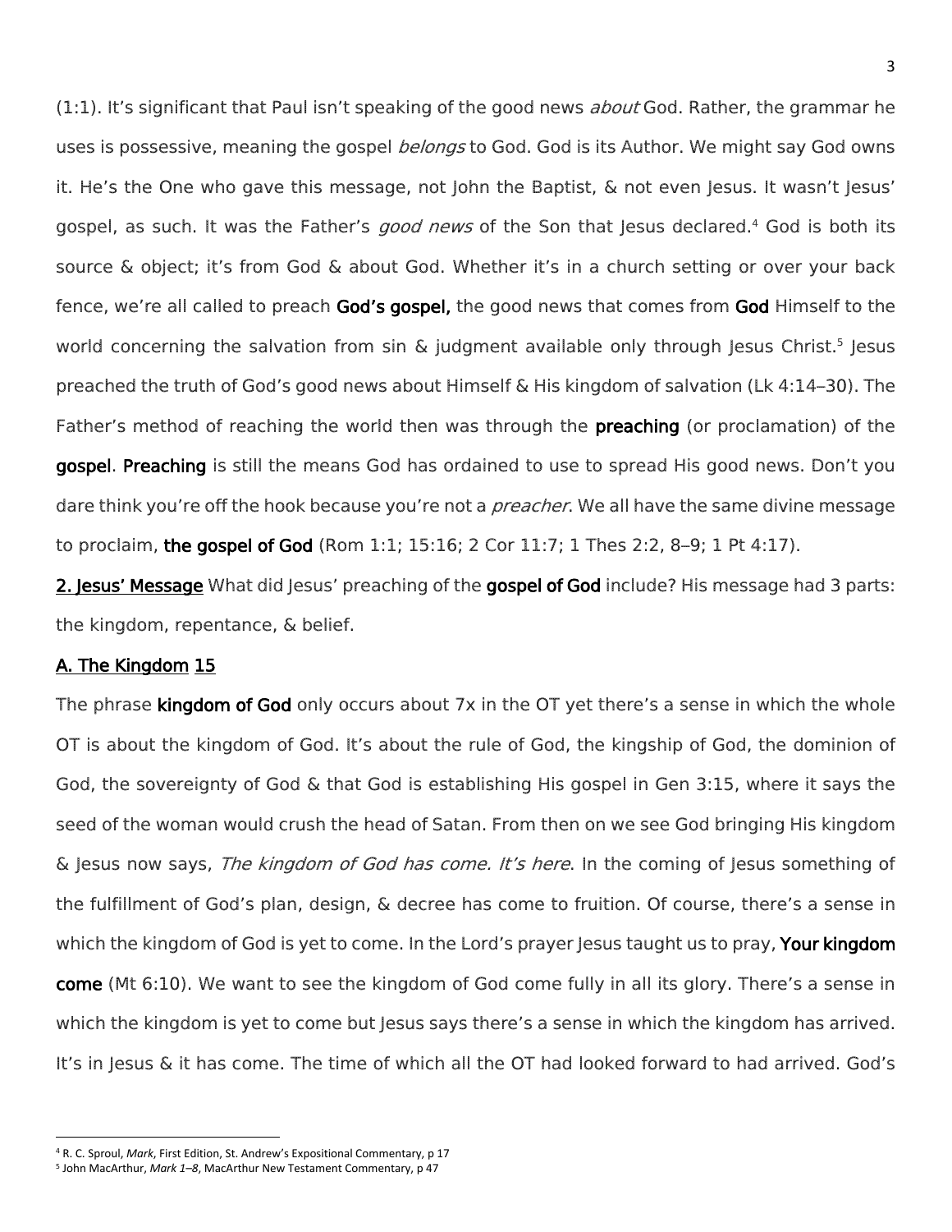(1:1). It's significant that Paul isn't speaking of the good news *about* God. Rather, the grammar he uses is possessive, meaning the gospel *belongs* to God. God is its Author. We might say God owns it. He's the One who gave this message, not John the Baptist, & not even Jesus. It wasn't Jesus' gospel, as such. It was the Father's *good news* of the Son that Jesus declared.[4] God is both its source & object; it's from God & about God. Whether it's in a church setting or over your back fence, we're all called to preach **God's gospel,** the good news that comes from **God** Himself to the world concerning the salvation from sin & judgment available only through Jesus Christ.[5] Jesus preached the truth of God's good news about Himself & His kingdom of salvation (Lk 4:14–30). The Father's method of reaching the world then was through the **preaching** (or proclamation) of the **gospel**. **Preaching** is still the means God has ordained to use to spread His good news. Don't you dare think you're off the hook because you're not a *preacher*. We all have the same divine message to proclaim, **the gospel of God** (Rom 1:1; 15:16; 2 Cor 11:7; 1 Thes 2:2, 8–9; 1 Pt 4:17).

**2. Jesus' Message** What did Jesus' preaching of the **gospel of God** include? His message had 3 parts: the kingdom, repentance, & belief.

### A. The Kingdom 15

The phrase **kingdom of God** only occurs about 7x in the OT yet there's a sense in which the whole OT is about the kingdom of God. It's about the rule of God, the kingship of God, the dominion of God, the sovereignty of God & that God is establishing His gospel in Gen 3:15, where it says the seed of the woman would crush the head of Satan. From then on we see God bringing His kingdom & Jesus now says, *The kingdom of God has come. It's here*. In the coming of Jesus something of the fulfillment of God's plan, design, & decree has come to fruition. Of course, there's a sense in which the kingdom of God is yet to come. In the Lord's prayer Jesus taught us to pray, **Your kingdom come** (Mt 6:10). We want to see the kingdom of God come fully in all its glory. There's a sense in which the kingdom is yet to come but Jesus says there's a sense in which the kingdom has arrived. It's in Jesus & it has come. The time of which all the OT had looked forward to had arrived. God's

---

[4] R. C. Sproul, *Mark*, First Edition, St. Andrew's Expositional Commentary, p 17

[5] John MacArthur, *Mark 1–8*, MacArthur New Testament Commentary, p 47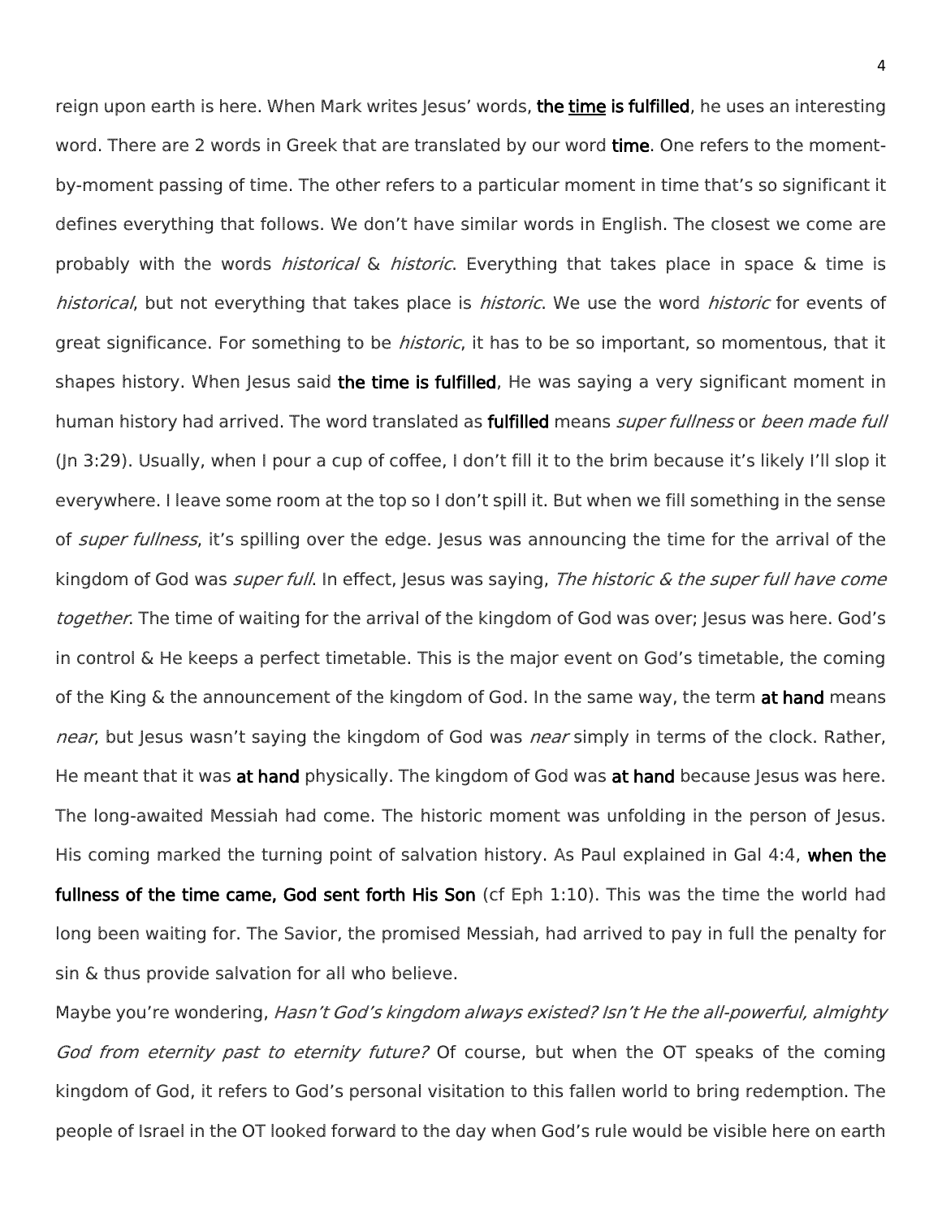reign upon earth is here. When Mark writes Jesus' words, **the <u>time</u> is fulfilled**, he uses an interesting word. There are 2 words in Greek that are translated by our word **time**. One refers to the moment-by-moment passing of time. The other refers to a particular moment in time that's so significant it defines everything that follows. We don't have similar words in English. The closest we come are probably with the words *historical* & *historic*. Everything that takes place in space & time is *historical*, but not everything that takes place is *historic*. We use the word *historic* for events of great significance. For something to be *historic*, it has to be so important, so momentous, that it shapes history. When Jesus said **the time is fulfilled**, He was saying a very significant moment in human history had arrived. The word translated as **fulfilled** means *super fullness* or *been made full* (Jn 3:29). Usually, when I pour a cup of coffee, I don't fill it to the brim because it's likely I'll slop it everywhere. I leave some room at the top so I don't spill it. But when we fill something in the sense of *super fullness*, it's spilling over the edge. Jesus was announcing the time for the arrival of the kingdom of God was *super full*. In effect, Jesus was saying, *The historic & the super full have come together*. The time of waiting for the arrival of the kingdom of God was over; Jesus was here. God's in control & He keeps a perfect timetable. This is the major event on God's timetable, the coming of the King & the announcement of the kingdom of God. In the same way, the term **at hand** means *near*, but Jesus wasn't saying the kingdom of God was *near* simply in terms of the clock. Rather, He meant that it was **at hand** physically. The kingdom of God was **at hand** because Jesus was here. The long-awaited Messiah had come. The historic moment was unfolding in the person of Jesus. His coming marked the turning point of salvation history. As Paul explained in Gal 4:4, **when the fullness of the time came, God sent forth His Son** (cf Eph 1:10). This was the time the world had long been waiting for. The Savior, the promised Messiah, had arrived to pay in full the penalty for sin & thus provide salvation for all who believe.

Maybe you're wondering, *Hasn't God's kingdom always existed? Isn't He the all-powerful, almighty God from eternity past to eternity future?* Of course, but when the OT speaks of the coming kingdom of God, it refers to God's personal visitation to this fallen world to bring redemption. The people of Israel in the OT looked forward to the day when God's rule would be visible here on earth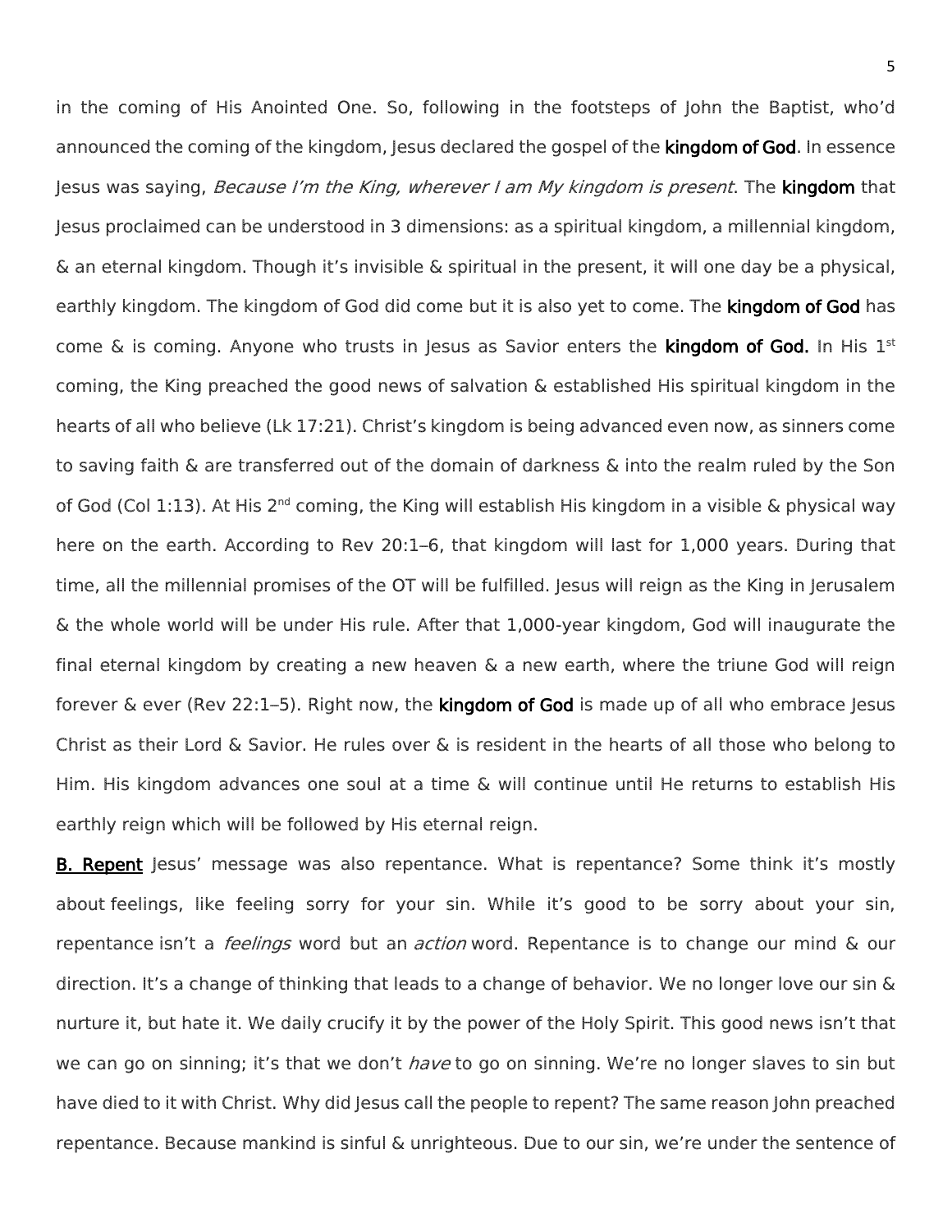in the coming of His Anointed One. So, following in the footsteps of John the Baptist, who'd announced the coming of the kingdom, Jesus declared the gospel of the **kingdom of God**. In essence Jesus was saying, *Because I'm the King, wherever I am My kingdom is present*. The **kingdom** that Jesus proclaimed can be understood in 3 dimensions: as a spiritual kingdom, a millennial kingdom, & an eternal kingdom. Though it's invisible & spiritual in the present, it will one day be a physical, earthly kingdom. The kingdom of God did come but it is also yet to come. The **kingdom of God** has come & is coming. Anyone who trusts in Jesus as Savior enters the **kingdom of God.** In His 1st coming, the King preached the good news of salvation & established His spiritual kingdom in the hearts of all who believe (Lk 17:21). Christ's kingdom is being advanced even now, as sinners come to saving faith & are transferred out of the domain of darkness & into the realm ruled by the Son of God (Col 1:13). At His 2nd coming, the King will establish His kingdom in a visible & physical way here on the earth. According to Rev 20:1–6, that kingdom will last for 1,000 years. During that time, all the millennial promises of the OT will be fulfilled. Jesus will reign as the King in Jerusalem & the whole world will be under His rule. After that 1,000-year kingdom, God will inaugurate the final eternal kingdom by creating a new heaven & a new earth, where the triune God will reign forever & ever (Rev 22:1–5). Right now, the **kingdom of God** is made up of all who embrace Jesus Christ as their Lord & Savior. He rules over & is resident in the hearts of all those who belong to Him. His kingdom advances one soul at a time & will continue until He returns to establish His earthly reign which will be followed by His eternal reign.

**B. Repent** Jesus' message was also repentance. What is repentance? Some think it's mostly about feelings, like feeling sorry for your sin. While it's good to be sorry about your sin, repentance isn't a *feelings* word but an *action* word. Repentance is to change our mind & our direction. It's a change of thinking that leads to a change of behavior. We no longer love our sin & nurture it, but hate it. We daily crucify it by the power of the Holy Spirit. This good news isn't that we can go on sinning; it's that we don't *have* to go on sinning. We're no longer slaves to sin but have died to it with Christ. Why did Jesus call the people to repent? The same reason John preached repentance. Because mankind is sinful & unrighteous. Due to our sin, we're under the sentence of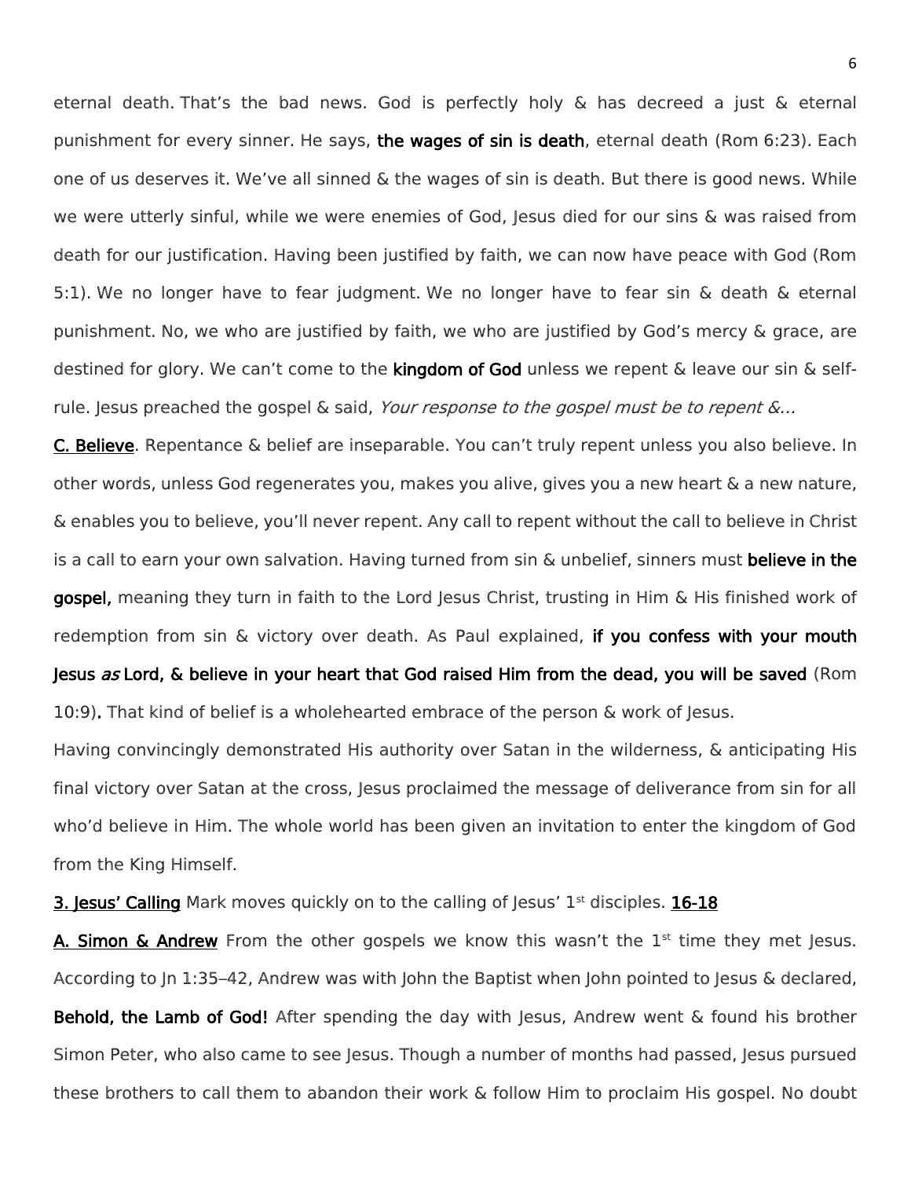eternal death. That's the bad news. God is perfectly holy & has decreed a just & eternal punishment for every sinner. He says, **the wages of sin is death**, eternal death (Rom 6:23). Each one of us deserves it. We've all sinned & the wages of sin is death. But there is good news. While we were utterly sinful, while we were enemies of God, Jesus died for our sins & was raised from death for our justification. Having been justified by faith, we can now have peace with God (Rom 5:1). We no longer have to fear judgment. We no longer have to fear sin & death & eternal punishment. No, we who are justified by faith, we who are justified by God's mercy & grace, are destined for glory. We can't come to the **kingdom of God** unless we repent & leave our sin & self-rule. Jesus preached the gospel & said, *Your response to the gospel must be to repent &...*

**C. Believe**. Repentance & belief are inseparable. You can't truly repent unless you also believe. In other words, unless God regenerates you, makes you alive, gives you a new heart & a new nature, & enables you to believe, you'll never repent. Any call to repent without the call to believe in Christ is a call to earn your own salvation. Having turned from sin & unbelief, sinners must **believe in the gospel,** meaning they turn in faith to the Lord Jesus Christ, trusting in Him & His finished work of redemption from sin & victory over death. As Paul explained, **if you confess with your mouth Jesus *as* Lord, & believe in your heart that God raised Him from the dead, you will be saved** (Rom 10:9). That kind of belief is a wholehearted embrace of the person & work of Jesus.

Having convincingly demonstrated His authority over Satan in the wilderness, & anticipating His final victory over Satan at the cross, Jesus proclaimed the message of deliverance from sin for all who'd believe in Him. The whole world has been given an invitation to enter the kingdom of God from the King Himself.

**3. Jesus' Calling** Mark moves quickly on to the calling of Jesus' 1st disciples. **16-18**

**A. Simon & Andrew** From the other gospels we know this wasn't the 1st time they met Jesus. According to Jn 1:35–42, Andrew was with John the Baptist when John pointed to Jesus & declared, **Behold, the Lamb of God!** After spending the day with Jesus, Andrew went & found his brother Simon Peter, who also came to see Jesus. Though a number of months had passed, Jesus pursued these brothers to call them to abandon their work & follow Him to proclaim His gospel. No doubt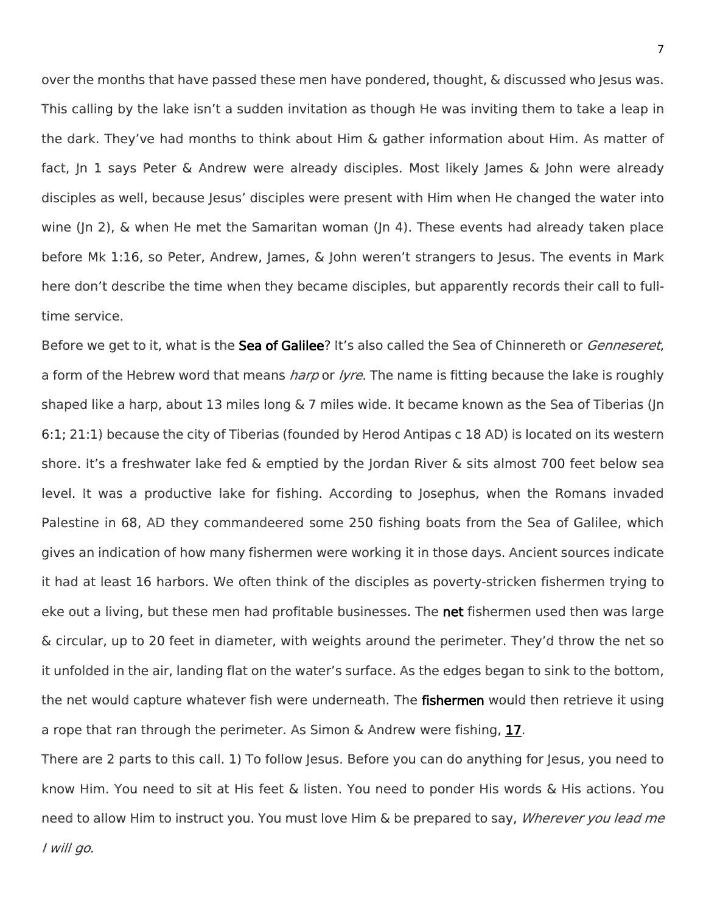over the months that have passed these men have pondered, thought, & discussed who Jesus was. This calling by the lake isn't a sudden invitation as though He was inviting them to take a leap in the dark. They've had months to think about Him & gather information about Him. As matter of fact, Jn 1 says Peter & Andrew were already disciples. Most likely James & John were already disciples as well, because Jesus' disciples were present with Him when He changed the water into wine (Jn 2), & when He met the Samaritan woman (Jn 4). These events had already taken place before Mk 1:16, so Peter, Andrew, James, & John weren't strangers to Jesus. The events in Mark here don't describe the time when they became disciples, but apparently records their call to full-time service.

Before we get to it, what is the **Sea of Galilee**? It's also called the Sea of Chinnereth or *Genneseret*, a form of the Hebrew word that means *harp* or *lyre*. The name is fitting because the lake is roughly shaped like a harp, about 13 miles long & 7 miles wide. It became known as the Sea of Tiberias (Jn 6:1; 21:1) because the city of Tiberias (founded by Herod Antipas c 18 AD) is located on its western shore. It's a freshwater lake fed & emptied by the Jordan River & sits almost 700 feet below sea level. It was a productive lake for fishing. According to Josephus, when the Romans invaded Palestine in 68, AD they commandeered some 250 fishing boats from the Sea of Galilee, which gives an indication of how many fishermen were working it in those days. Ancient sources indicate it had at least 16 harbors. We often think of the disciples as poverty-stricken fishermen trying to eke out a living, but these men had profitable businesses. The **net** fishermen used then was large & circular, up to 20 feet in diameter, with weights around the perimeter. They'd throw the net so it unfolded in the air, landing flat on the water's surface. As the edges began to sink to the bottom, the net would capture whatever fish were underneath. The **fishermen** would then retrieve it using a rope that ran through the perimeter. As Simon & Andrew were fishing, **17**.

There are 2 parts to this call. 1) To follow Jesus. Before you can do anything for Jesus, you need to know Him. You need to sit at His feet & listen. You need to ponder His words & His actions. You need to allow Him to instruct you. You must love Him & be prepared to say, *Wherever you lead me I will go*.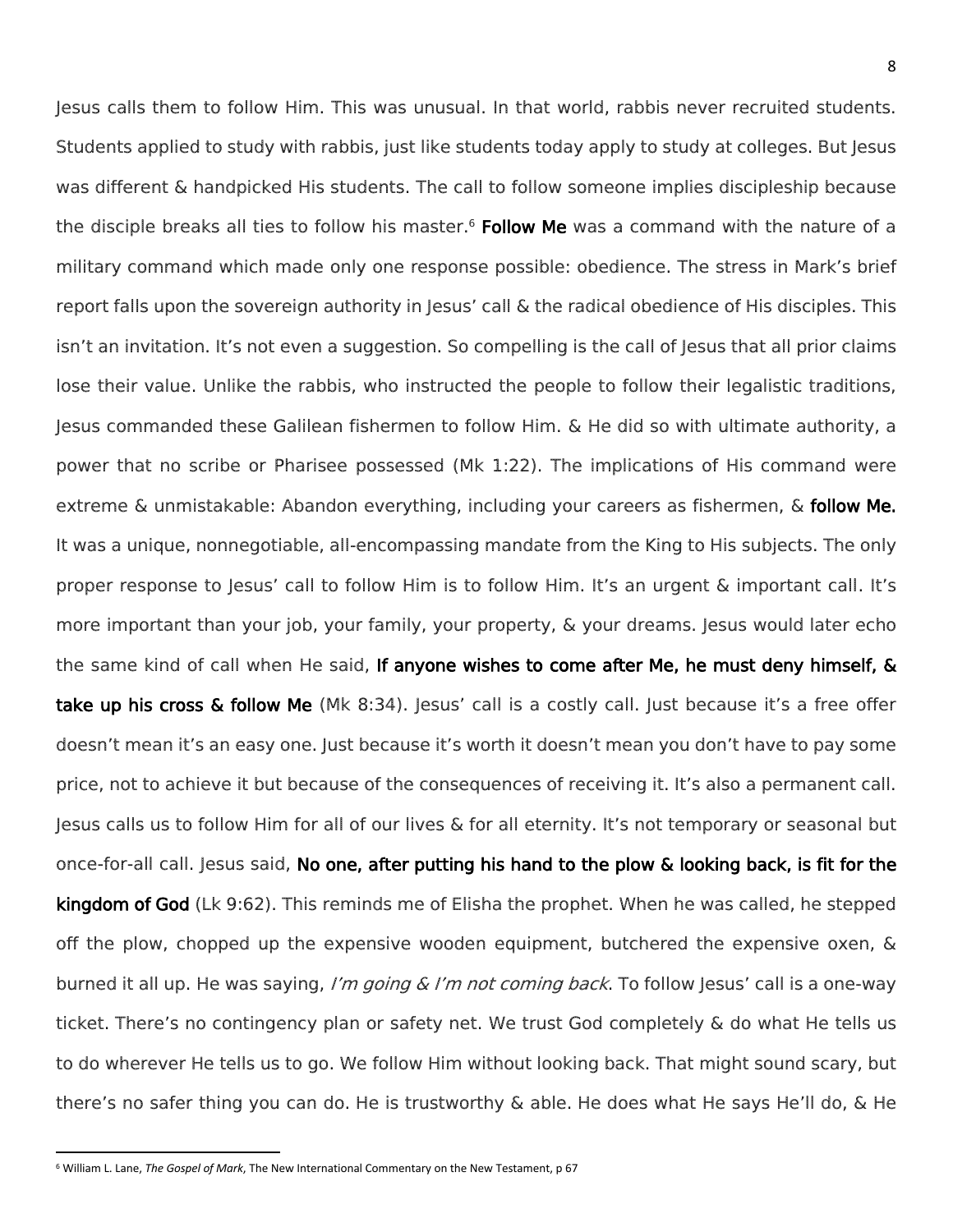Jesus calls them to follow Him. This was unusual. In that world, rabbis never recruited students. Students applied to study with rabbis, just like students today apply to study at colleges. But Jesus was different & handpicked His students. The call to follow someone implies discipleship because the disciple breaks all ties to follow his master.[6] **Follow Me** was a command with the nature of a military command which made only one response possible: obedience. The stress in Mark's brief report falls upon the sovereign authority in Jesus' call & the radical obedience of His disciples. This isn't an invitation. It's not even a suggestion. So compelling is the call of Jesus that all prior claims lose their value. Unlike the rabbis, who instructed the people to follow their legalistic traditions, Jesus commanded these Galilean fishermen to follow Him. & He did so with ultimate authority, a power that no scribe or Pharisee possessed (Mk 1:22). The implications of His command were extreme & unmistakable: Abandon everything, including your careers as fishermen, & **follow Me.** It was a unique, nonnegotiable, all-encompassing mandate from the King to His subjects. The only proper response to Jesus' call to follow Him is to follow Him. It's an urgent & important call. It's more important than your job, your family, your property, & your dreams. Jesus would later echo the same kind of call when He said, **If anyone wishes to come after Me, he must deny himself, & take up his cross & follow Me** (Mk 8:34). Jesus' call is a costly call. Just because it's a free offer doesn't mean it's an easy one. Just because it's worth it doesn't mean you don't have to pay some price, not to achieve it but because of the consequences of receiving it. It's also a permanent call. Jesus calls us to follow Him for all of our lives & for all eternity. It's not temporary or seasonal but once-for-all call. Jesus said, **No one, after putting his hand to the plow & looking back, is fit for the kingdom of God** (Lk 9:62). This reminds me of Elisha the prophet. When he was called, he stepped off the plow, chopped up the expensive wooden equipment, butchered the expensive oxen, & burned it all up. He was saying, *I'm going & I'm not coming back*. To follow Jesus' call is a one-way ticket. There's no contingency plan or safety net. We trust God completely & do what He tells us to do wherever He tells us to go. We follow Him without looking back. That might sound scary, but there's no safer thing you can do. He is trustworthy & able. He does what He says He'll do, & He

---

[6] William L. Lane, *The Gospel of Mark*, The New International Commentary on the New Testament, p 67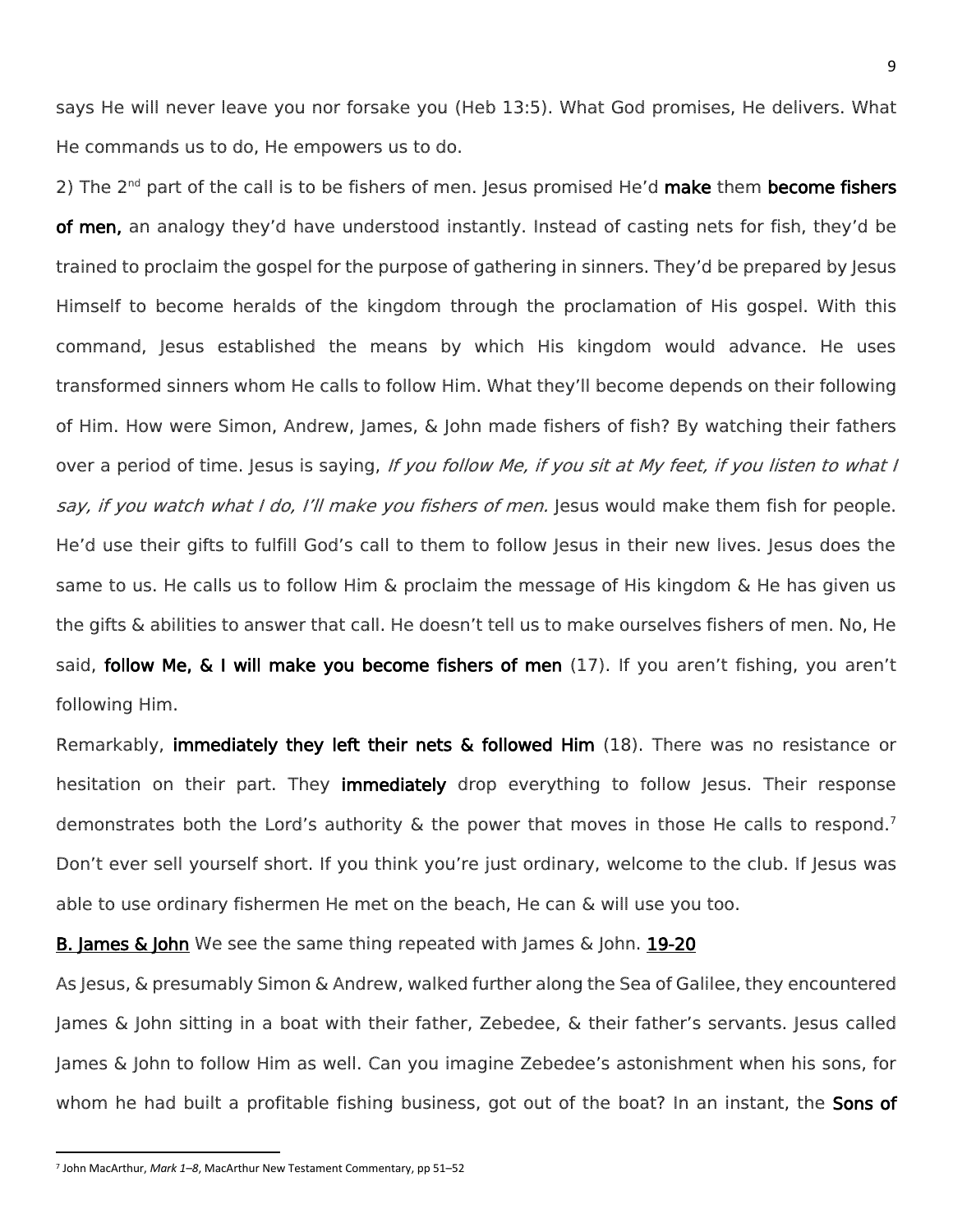says He will never leave you nor forsake you (Heb 13:5). What God promises, He delivers. What He commands us to do, He empowers us to do.

2) The 2nd part of the call is to be fishers of men. Jesus promised He'd **make** them **become fishers of men,** an analogy they'd have understood instantly. Instead of casting nets for fish, they'd be trained to proclaim the gospel for the purpose of gathering in sinners. They'd be prepared by Jesus Himself to become heralds of the kingdom through the proclamation of His gospel. With this command, Jesus established the means by which His kingdom would advance. He uses transformed sinners whom He calls to follow Him. What they'll become depends on their following of Him. How were Simon, Andrew, James, & John made fishers of fish? By watching their fathers over a period of time. Jesus is saying, *If you follow Me, if you sit at My feet, if you listen to what I say, if you watch what I do, I'll make you fishers of men.* Jesus would make them fish for people. He'd use their gifts to fulfill God's call to them to follow Jesus in their new lives. Jesus does the same to us. He calls us to follow Him & proclaim the message of His kingdom & He has given us the gifts & abilities to answer that call. He doesn't tell us to make ourselves fishers of men. No, He said, **follow Me, & I will make you become fishers of men** (17). If you aren't fishing, you aren't following Him.

Remarkably, **immediately they left their nets & followed Him** (18). There was no resistance or hesitation on their part. They **immediately** drop everything to follow Jesus. Their response demonstrates both the Lord's authority & the power that moves in those He calls to respond.[7] Don't ever sell yourself short. If you think you're just ordinary, welcome to the club. If Jesus was able to use ordinary fishermen He met on the beach, He can & will use you too.

**B. James & John** We see the same thing repeated with James & John. **19-20**

As Jesus, & presumably Simon & Andrew, walked further along the Sea of Galilee, they encountered James & John sitting in a boat with their father, Zebedee, & their father's servants. Jesus called James & John to follow Him as well. Can you imagine Zebedee's astonishment when his sons, for whom he had built a profitable fishing business, got out of the boat? In an instant, the **Sons of**

---

[7] John MacArthur, *Mark 1–8*, MacArthur New Testament Commentary, pp 51–52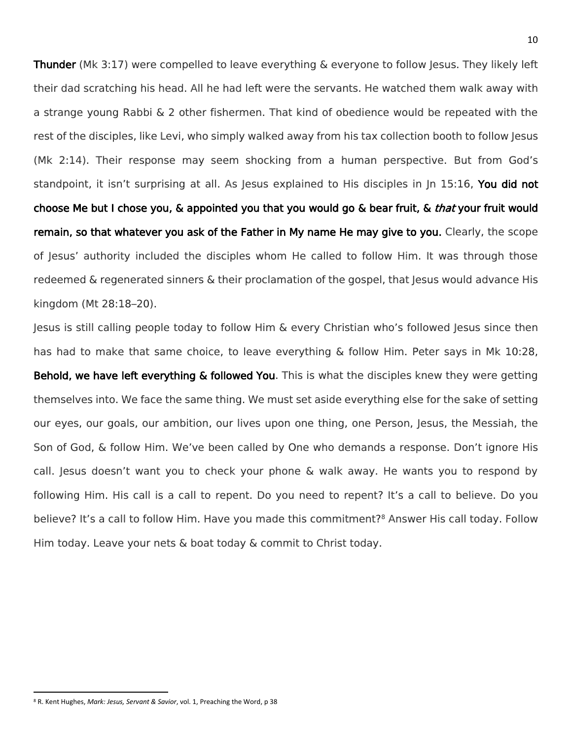**Thunder** (Mk 3:17) were compelled to leave everything & everyone to follow Jesus. They likely left their dad scratching his head. All he had left were the servants. He watched them walk away with a strange young Rabbi & 2 other fishermen. That kind of obedience would be repeated with the rest of the disciples, like Levi, who simply walked away from his tax collection booth to follow Jesus (Mk 2:14). Their response may seem shocking from a human perspective. But from God's standpoint, it isn't surprising at all. As Jesus explained to His disciples in Jn 15:16, **You did not choose Me but I chose you, & appointed you that you would go & bear fruit, & *that* your fruit would remain, so that whatever you ask of the Father in My name He may give to you.** Clearly, the scope of Jesus' authority included the disciples whom He called to follow Him. It was through those redeemed & regenerated sinners & their proclamation of the gospel, that Jesus would advance His kingdom (Mt 28:18–20).

Jesus is still calling people today to follow Him & every Christian who's followed Jesus since then has had to make that same choice, to leave everything & follow Him. Peter says in Mk 10:28, **Behold, we have left everything & followed You**. This is what the disciples knew they were getting themselves into. We face the same thing. We must set aside everything else for the sake of setting our eyes, our goals, our ambition, our lives upon one thing, one Person, Jesus, the Messiah, the Son of God, & follow Him. We've been called by One who demands a response. Don't ignore His call. Jesus doesn't want you to check your phone & walk away. He wants you to respond by following Him. His call is a call to repent. Do you need to repent? It's a call to believe. Do you believe? It's a call to follow Him. Have you made this commitment?[8] Answer His call today. Follow Him today. Leave your nets & boat today & commit to Christ today.

---

[8] R. Kent Hughes, *Mark: Jesus, Servant & Savior*, vol. 1, Preaching the Word, p 38